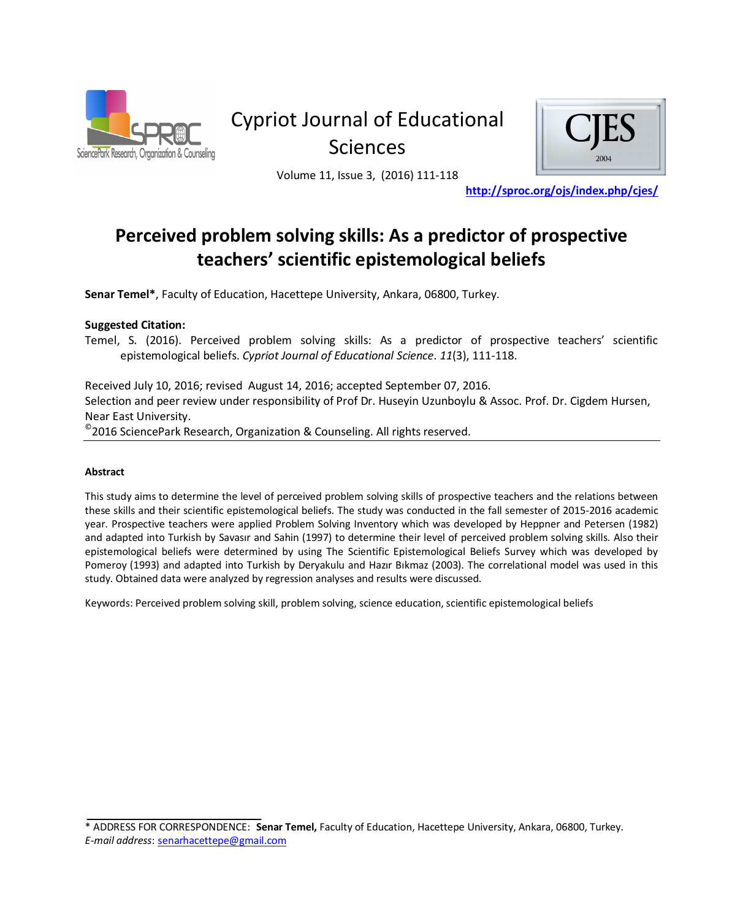# Perceived problem solving skills: As a predictor of prospective teachers' scientific epistemological beliefs

**Senar Temel***, Faculty of Education, Hacettepe University, Ankara, 06800, Turkey.

**Suggested Citation:**

Temel, S. (2016). Perceived problem solving skills: As a predictor of prospective teachers' scientific epistemological beliefs. *Cypriot Journal of Educational Science*. *11*(3), 111-118.

Received July 10, 2016; revised August 14, 2016; accepted September 07, 2016.
Selection and peer review under responsibility of Prof Dr. Huseyin Uzunboylu & Assoc. Prof. Dr. Cigdem Hursen, Near East University.
©2016 SciencePark Research, Organization & Counseling. All rights reserved.

---

### Abstract

This study aims to determine the level of perceived problem solving skills of prospective teachers and the relations between these skills and their scientific epistemological beliefs. The study was conducted in the fall semester of 2015-2016 academic year. Prospective teachers were applied Problem Solving Inventory which was developed by Heppner and Petersen (1982) and adapted into Turkish by Savasır and Sahin (1997) to determine their level of perceived problem solving skills. Also their epistemological beliefs were determined by using The Scientific Epistemological Beliefs Survey which was developed by Pomeroy (1993) and adapted into Turkish by Deryakulu and Hazır Bıkmaz (2003). The correlational model was used in this study. Obtained data were analyzed by regression analyses and results were discussed.

Keywords: Perceived problem solving skill, problem solving, science education, scientific epistemological beliefs

---

\* ADDRESS FOR CORRESPONDENCE: **Senar Temel,** Faculty of Education, Hacettepe University, Ankara, 06800, Turkey.
*E-mail address*: senarhacettepe@gmail.com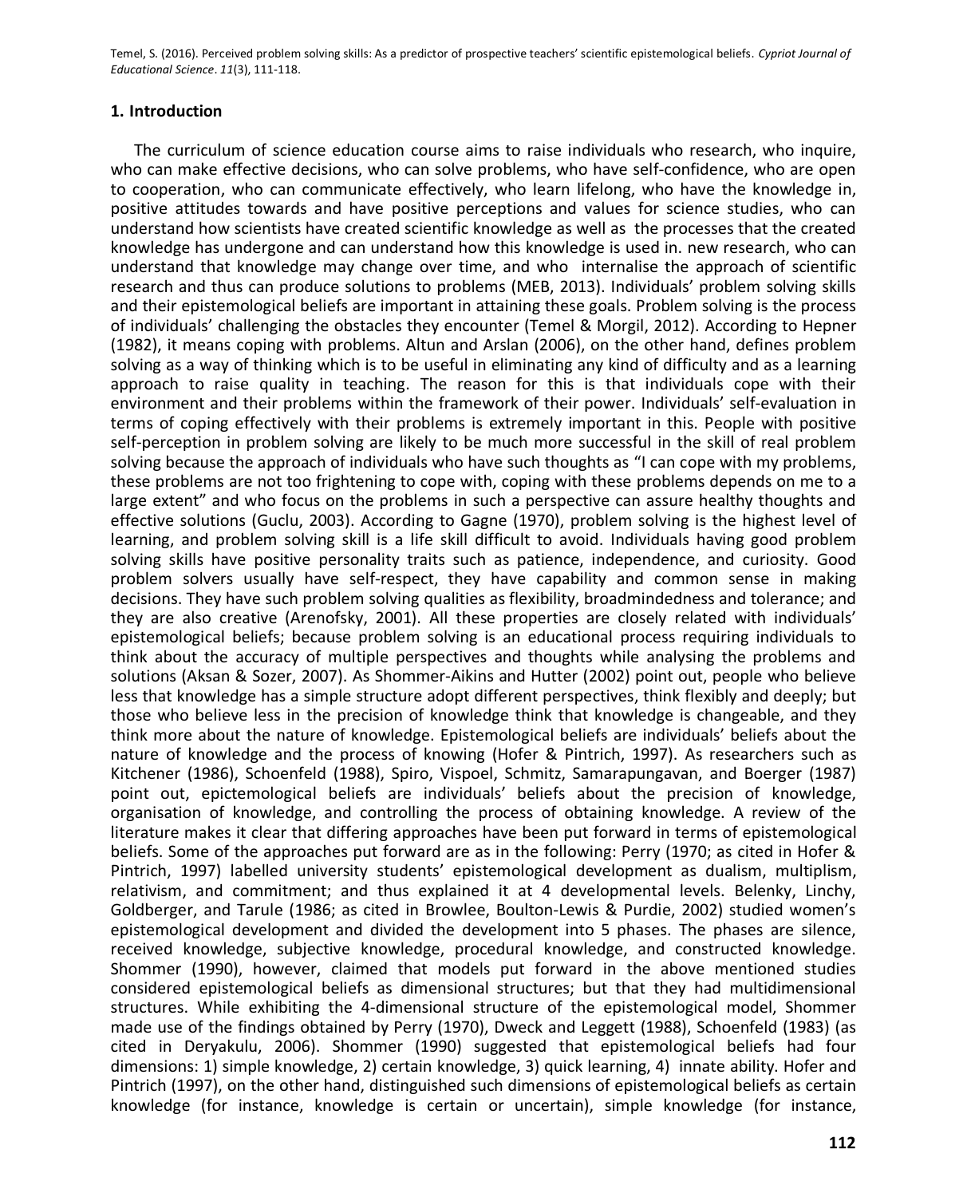## 1. Introduction

The curriculum of science education course aims to raise individuals who research, who inquire, who can make effective decisions, who can solve problems, who have self-confidence, who are open to cooperation, who can communicate effectively, who learn lifelong, who have the knowledge in, positive attitudes towards and have positive perceptions and values for science studies, who can understand how scientists have created scientific knowledge as well as the processes that the created knowledge has undergone and can understand how this knowledge is used in. new research, who can understand that knowledge may change over time, and who internalise the approach of scientific research and thus can produce solutions to problems (MEB, 2013). Individuals' problem solving skills and their epistemological beliefs are important in attaining these goals. Problem solving is the process of individuals' challenging the obstacles they encounter (Temel & Morgil, 2012). According to Hepner (1982), it means coping with problems. Altun and Arslan (2006), on the other hand, defines problem solving as a way of thinking which is to be useful in eliminating any kind of difficulty and as a learning approach to raise quality in teaching. The reason for this is that individuals cope with their environment and their problems within the framework of their power. Individuals' self-evaluation in terms of coping effectively with their problems is extremely important in this. People with positive self-perception in problem solving are likely to be much more successful in the skill of real problem solving because the approach of individuals who have such thoughts as "I can cope with my problems, these problems are not too frightening to cope with, coping with these problems depends on me to a large extent" and who focus on the problems in such a perspective can assure healthy thoughts and effective solutions (Guclu, 2003). According to Gagne (1970), problem solving is the highest level of learning, and problem solving skill is a life skill difficult to avoid. Individuals having good problem solving skills have positive personality traits such as patience, independence, and curiosity. Good problem solvers usually have self-respect, they have capability and common sense in making decisions. They have such problem solving qualities as flexibility, broadmindedness and tolerance; and they are also creative (Arenofsky, 2001). All these properties are closely related with individuals' epistemological beliefs; because problem solving is an educational process requiring individuals to think about the accuracy of multiple perspectives and thoughts while analysing the problems and solutions (Aksan & Sozer, 2007). As Shommer-Aikins and Hutter (2002) point out, people who believe less that knowledge has a simple structure adopt different perspectives, think flexibly and deeply; but those who believe less in the precision of knowledge think that knowledge is changeable, and they think more about the nature of knowledge. Epistemological beliefs are individuals' beliefs about the nature of knowledge and the process of knowing (Hofer & Pintrich, 1997). As researchers such as Kitchener (1986), Schoenfeld (1988), Spiro, Vispoel, Schmitz, Samarapungavan, and Boerger (1987) point out, epictemological beliefs are individuals' beliefs about the precision of knowledge, organisation of knowledge, and controlling the process of obtaining knowledge. A review of the literature makes it clear that differing approaches have been put forward in terms of epistemological beliefs. Some of the approaches put forward are as in the following: Perry (1970; as cited in Hofer & Pintrich, 1997) labelled university students' epistemological development as dualism, multiplism, relativism, and commitment; and thus explained it at 4 developmental levels. Belenky, Linchy, Goldberger, and Tarule (1986; as cited in Browlee, Boulton-Lewis & Purdie, 2002) studied women's epistemological development and divided the development into 5 phases. The phases are silence, received knowledge, subjective knowledge, procedural knowledge, and constructed knowledge. Shommer (1990), however, claimed that models put forward in the above mentioned studies considered epistemological beliefs as dimensional structures; but that they had multidimensional structures. While exhibiting the 4-dimensional structure of the epistemological model, Shommer made use of the findings obtained by Perry (1970), Dweck and Leggett (1988), Schoenfeld (1983) (as cited in Deryakulu, 2006). Shommer (1990) suggested that epistemological beliefs had four dimensions: 1) simple knowledge, 2) certain knowledge, 3) quick learning, 4) innate ability. Hofer and Pintrich (1997), on the other hand, distinguished such dimensions of epistemological beliefs as certain knowledge (for instance, knowledge is certain or uncertain), simple knowledge (for instance,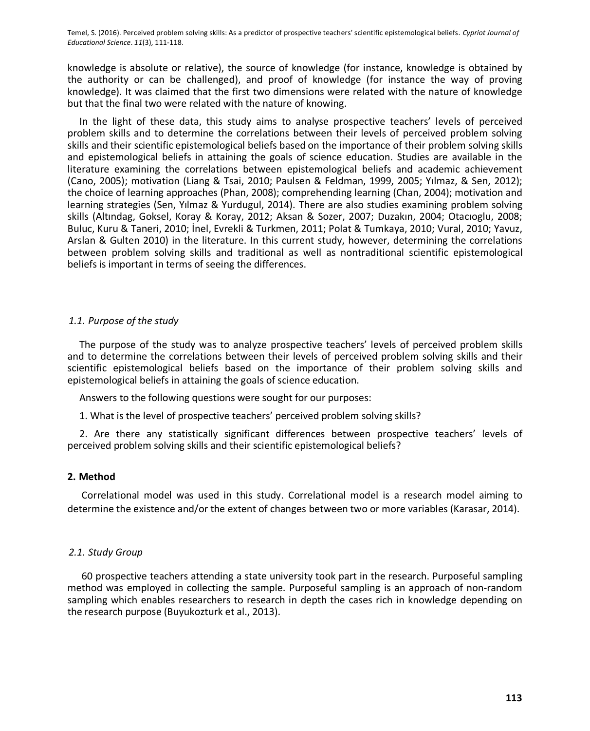knowledge is absolute or relative), the source of knowledge (for instance, knowledge is obtained by the authority or can be challenged), and proof of knowledge (for instance the way of proving knowledge). It was claimed that the first two dimensions were related with the nature of knowledge but that the final two were related with the nature of knowing.

In the light of these data, this study aims to analyse prospective teachers' levels of perceived problem skills and to determine the correlations between their levels of perceived problem solving skills and their scientific epistemological beliefs based on the importance of their problem solving skills and epistemological beliefs in attaining the goals of science education. Studies are available in the literature examining the correlations between epistemological beliefs and academic achievement (Cano, 2005); motivation (Liang & Tsai, 2010; Paulsen & Feldman, 1999, 2005; Yılmaz, & Sen, 2012); the choice of learning approaches (Phan, 2008); comprehending learning (Chan, 2004); motivation and learning strategies (Sen, Yılmaz & Yurdugul, 2014). There are also studies examining problem solving skills (Altındag, Goksel, Koray & Koray, 2012; Aksan & Sozer, 2007; Duzakın, 2004; Otacıoglu, 2008; Buluc, Kuru & Taneri, 2010; İnel, Evrekli & Turkmen, 2011; Polat & Tumkaya, 2010; Vural, 2010; Yavuz, Arslan & Gulten 2010) in the literature. In this current study, however, determining the correlations between problem solving skills and traditional as well as nontraditional scientific epistemological beliefs is important in terms of seeing the differences.

### *1.1. Purpose of the study*

The purpose of the study was to analyze prospective teachers' levels of perceived problem skills and to determine the correlations between their levels of perceived problem solving skills and their scientific epistemological beliefs based on the importance of their problem solving skills and epistemological beliefs in attaining the goals of science education.

Answers to the following questions were sought for our purposes:

1. What is the level of prospective teachers' perceived problem solving skills?

2. Are there any statistically significant differences between prospective teachers' levels of perceived problem solving skills and their scientific epistemological beliefs?

## **2. Method**

Correlational model was used in this study. Correlational model is a research model aiming to determine the existence and/or the extent of changes between two or more variables (Karasar, 2014).

### *2.1. Study Group*

60 prospective teachers attending a state university took part in the research. Purposeful sampling method was employed in collecting the sample. Purposeful sampling is an approach of non-random sampling which enables researchers to research in depth the cases rich in knowledge depending on the research purpose (Buyukozturk et al., 2013).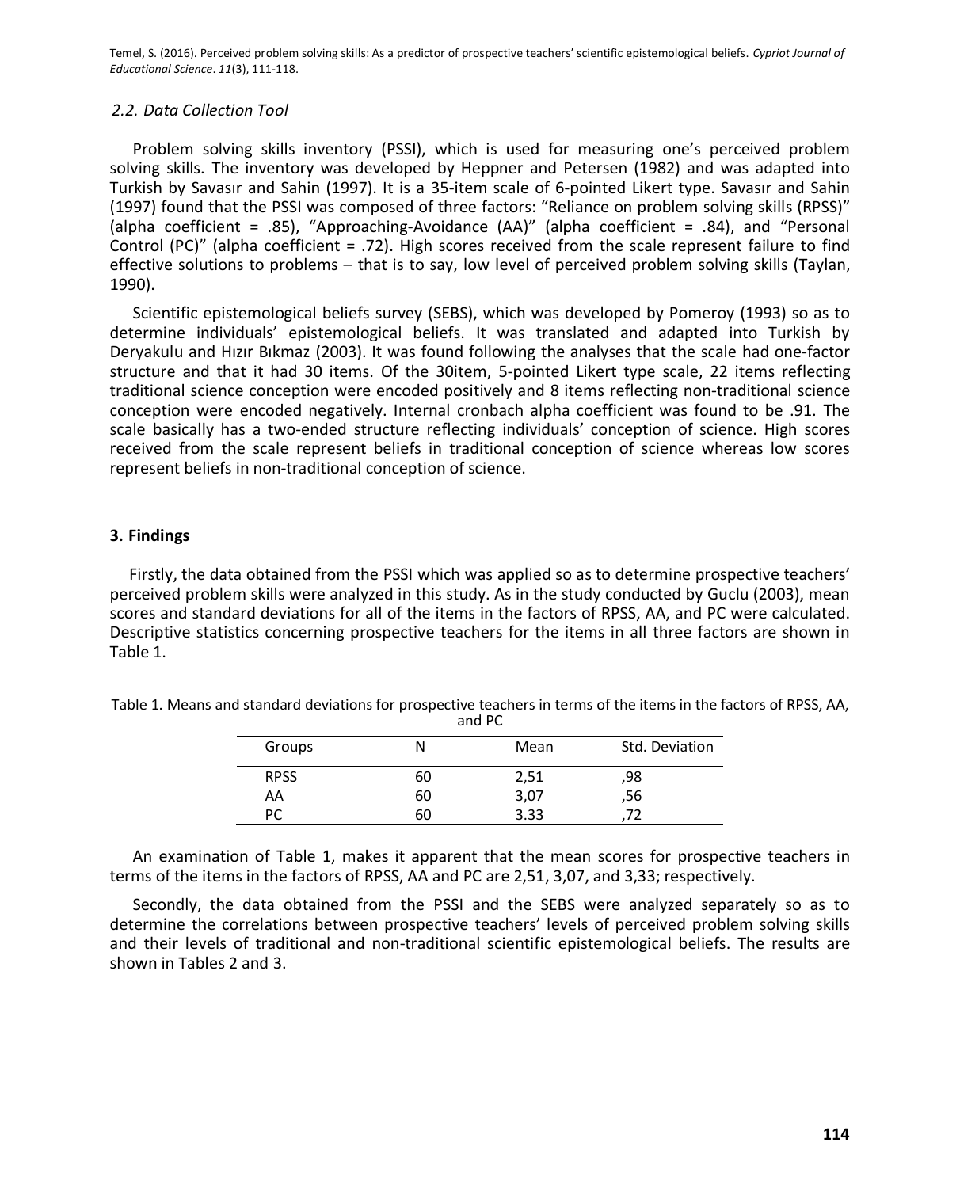### 2.2. Data Collection Tool

Problem solving skills inventory (PSSI), which is used for measuring one's perceived problem solving skills. The inventory was developed by Heppner and Petersen (1982) and was adapted into Turkish by Savasır and Sahin (1997). It is a 35-item scale of 6-pointed Likert type. Savasır and Sahin (1997) found that the PSSI was composed of three factors: "Reliance on problem solving skills (RPSS)" (alpha coefficient = .85), "Approaching-Avoidance (AA)" (alpha coefficient = .84), and "Personal Control (PC)" (alpha coefficient = .72). High scores received from the scale represent failure to find effective solutions to problems – that is to say, low level of perceived problem solving skills (Taylan, 1990).

Scientific epistemological beliefs survey (SEBS), which was developed by Pomeroy (1993) so as to determine individuals' epistemological beliefs. It was translated and adapted into Turkish by Deryakulu and Hızır Bıkmaz (2003). It was found following the analyses that the scale had one-factor structure and that it had 30 items. Of the 30item, 5-pointed Likert type scale, 22 items reflecting traditional science conception were encoded positively and 8 items reflecting non-traditional science conception were encoded negatively. Internal cronbach alpha coefficient was found to be .91. The scale basically has a two-ended structure reflecting individuals' conception of science. High scores received from the scale represent beliefs in traditional conception of science whereas low scores represent beliefs in non-traditional conception of science.

## 3. Findings

Firstly, the data obtained from the PSSI which was applied so as to determine prospective teachers' perceived problem skills were analyzed in this study. As in the study conducted by Guclu (2003), mean scores and standard deviations for all of the items in the factors of RPSS, AA, and PC were calculated. Descriptive statistics concerning prospective teachers for the items in all three factors are shown in Table 1.

Table 1. Means and standard deviations for prospective teachers in terms of the items in the factors of RPSS, AA, and PC

| Groups | N | Mean | Std. Deviation |
|---|---|---|---|
| RPSS | 60 | 2,51 | ,98 |
| AA | 60 | 3,07 | ,56 |
| PC | 60 | 3.33 | ,72 |

An examination of Table 1, makes it apparent that the mean scores for prospective teachers in terms of the items in the factors of RPSS, AA and PC are 2,51, 3,07, and 3,33; respectively.

Secondly, the data obtained from the PSSI and the SEBS were analyzed separately so as to determine the correlations between prospective teachers' levels of perceived problem solving skills and their levels of traditional and non-traditional scientific epistemological beliefs. The results are shown in Tables 2 and 3.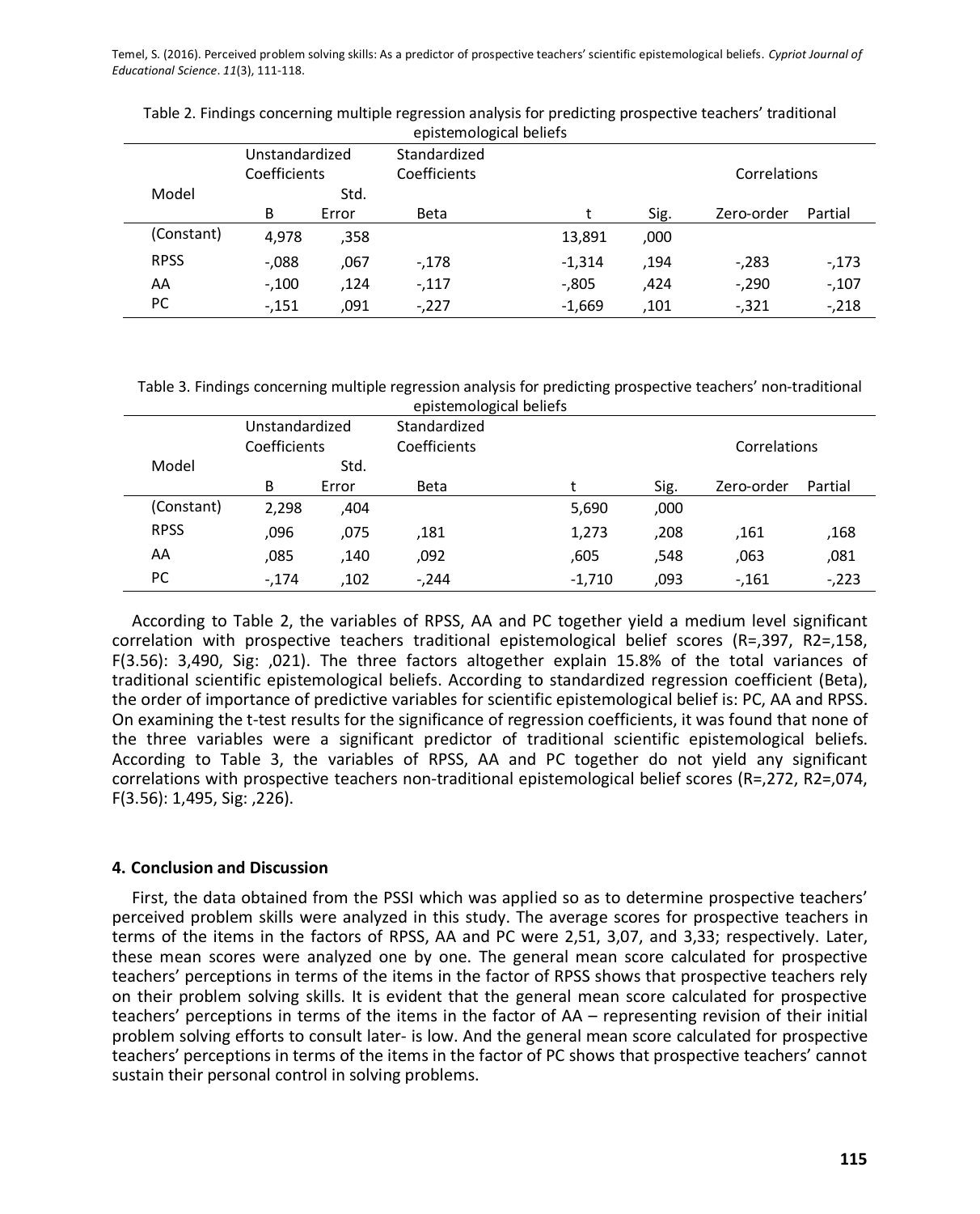Table 2. Findings concerning multiple regression analysis for predicting prospective teachers' traditional epistemological beliefs

| Model | Unstandardized Coefficients | | Standardized Coefficients | | | Correlations | |
|---|---|---|---|---|---|---|---|
| | B | Std. Error | Beta | t | Sig. | Zero-order | Partial |
| (Constant) | 4,978 | ,358 | | 13,891 | ,000 | | |
| RPSS | -,088 | ,067 | -,178 | -1,314 | ,194 | -,283 | -,173 |
| AA | -,100 | ,124 | -,117 | -,805 | ,424 | -,290 | -,107 |
| PC | -,151 | ,091 | -,227 | -1,669 | ,101 | -,321 | -,218 |

Table 3. Findings concerning multiple regression analysis for predicting prospective teachers' non-traditional epistemological beliefs

| Model | Unstandardized Coefficients | | Standardized Coefficients | | | Correlations | |
|---|---|---|---|---|---|---|---|
| | B | Std. Error | Beta | t | Sig. | Zero-order | Partial |
| (Constant) | 2,298 | ,404 | | 5,690 | ,000 | | |
| RPSS | ,096 | ,075 | ,181 | 1,273 | ,208 | ,161 | ,168 |
| AA | ,085 | ,140 | ,092 | ,605 | ,548 | ,063 | ,081 |
| PC | -,174 | ,102 | -,244 | -1,710 | ,093 | -,161 | -,223 |

According to Table 2, the variables of RPSS, AA and PC together yield a medium level significant correlation with prospective teachers traditional epistemological belief scores (R=,397, R2=,158, F(3.56): 3,490, Sig: ,021). The three factors altogether explain 15.8% of the total variances of traditional scientific epistemological beliefs. According to standardized regression coefficient (Beta), the order of importance of predictive variables for scientific epistemological belief is: PC, AA and RPSS. On examining the t-test results for the significance of regression coefficients, it was found that none of the three variables were a significant predictor of traditional scientific epistemological beliefs. According to Table 3, the variables of RPSS, AA and PC together do not yield any significant correlations with prospective teachers non-traditional epistemological belief scores (R=,272, R2=,074, F(3.56): 1,495, Sig: ,226).

## 4. Conclusion and Discussion

First, the data obtained from the PSSI which was applied so as to determine prospective teachers' perceived problem skills were analyzed in this study. The average scores for prospective teachers in terms of the items in the factors of RPSS, AA and PC were 2,51, 3,07, and 3,33; respectively. Later, these mean scores were analyzed one by one. The general mean score calculated for prospective teachers' perceptions in terms of the items in the factor of RPSS shows that prospective teachers rely on their problem solving skills. It is evident that the general mean score calculated for prospective teachers' perceptions in terms of the items in the factor of AA – representing revision of their initial problem solving efforts to consult later- is low. And the general mean score calculated for prospective teachers' perceptions in terms of the items in the factor of PC shows that prospective teachers' cannot sustain their personal control in solving problems.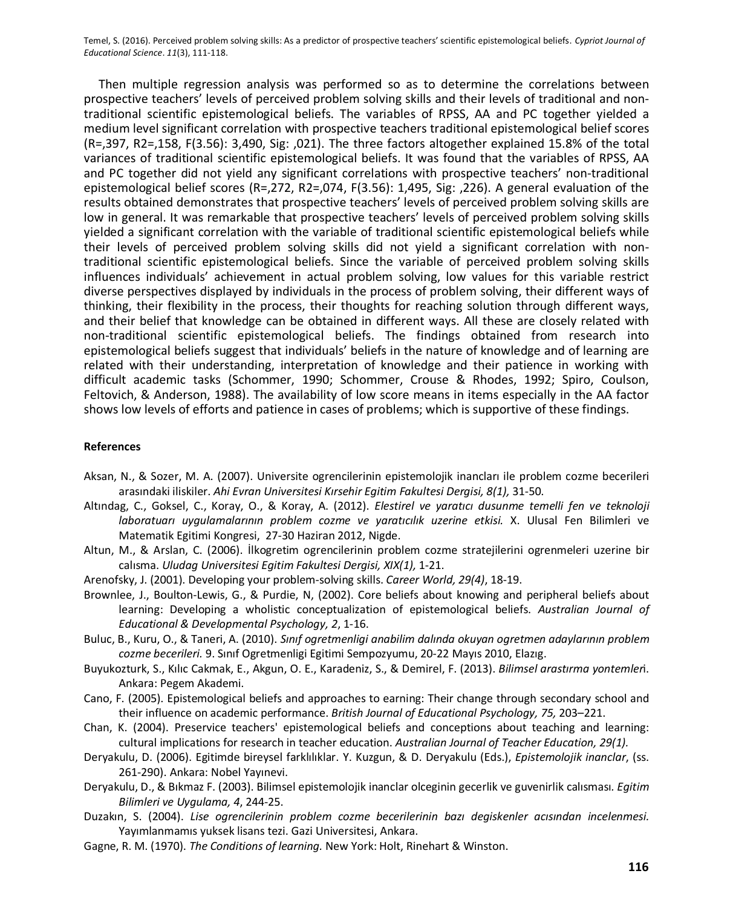Then multiple regression analysis was performed so as to determine the correlations between prospective teachers' levels of perceived problem solving skills and their levels of traditional and non-traditional scientific epistemological beliefs. The variables of RPSS, AA and PC together yielded a medium level significant correlation with prospective teachers traditional epistemological belief scores ($R=,397$, $R2=,158$, $F(3.56)$: 3,490, Sig: ,021). The three factors altogether explained 15.8% of the total variances of traditional scientific epistemological beliefs. It was found that the variables of RPSS, AA and PC together did not yield any significant correlations with prospective teachers' non-traditional epistemological belief scores ($R=,272$, $R2=,074$, $F(3.56)$: 1,495, Sig: ,226). A general evaluation of the results obtained demonstrates that prospective teachers' levels of perceived problem solving skills are low in general. It was remarkable that prospective teachers' levels of perceived problem solving skills yielded a significant correlation with the variable of traditional scientific epistemological beliefs while their levels of perceived problem solving skills did not yield a significant correlation with non-traditional scientific epistemological beliefs. Since the variable of perceived problem solving skills influences individuals' achievement in actual problem solving, low values for this variable restrict diverse perspectives displayed by individuals in the process of problem solving, their different ways of thinking, their flexibility in the process, their thoughts for reaching solution through different ways, and their belief that knowledge can be obtained in different ways. All these are closely related with non-traditional scientific epistemological beliefs. The findings obtained from research into epistemological beliefs suggest that individuals' beliefs in the nature of knowledge and of learning are related with their understanding, interpretation of knowledge and their patience in working with difficult academic tasks (Schommer, 1990; Schommer, Crouse & Rhodes, 1992; Spiro, Coulson, Feltovich, & Anderson, 1988). The availability of low score means in items especially in the AA factor shows low levels of efforts and patience in cases of problems; which is supportive of these findings.

**References**

Aksan, N., & Sozer, M. A. (2007). Universite ogrencilerinin epistemolojik inancları ile problem cozme becerileri arasındaki iliskiler. *Ahi Evran Universitesi Kırsehir Egitim Fakultesi Dergisi, 8(1),* 31-50.

Altındag, C., Goksel, C., Koray, O., & Koray, A. (2012). *Elestirel ve yaratıcı dusunme temelli fen ve teknoloji laboratuarı uygulamalarının problem cozme ve yaratıcılık uzerine etkisi.* X. Ulusal Fen Bilimleri ve Matematik Egitimi Kongresi, 27-30 Haziran 2012, Nigde.

Altun, M., & Arslan, C. (2006). İlkogretim ogrencilerinin problem cozme stratejilerini ogrenmeleri uzerine bir calısma. *Uludag Universitesi Egitim Fakultesi Dergisi, XIX(1),* 1-21.

Arenofsky, J. (2001). Developing your problem-solving skills. *Career World, 29(4)*, 18-19.

Brownlee, J., Boulton-Lewis, G., & Purdie, N, (2002). Core beliefs about knowing and peripheral beliefs about learning: Developing a wholistic conceptualization of epistemological beliefs. *Australian Journal of Educational & Developmental Psychology, 2*, 1-16.

Buluc, B., Kuru, O., & Taneri, A. (2010). *Sınıf ogretmenligi anabilim dalında okuyan ogretmen adaylarının problem cozme becerileri.* 9. Sınıf Ogretmenligi Egitimi Sempozyumu, 20-22 Mayıs 2010, Elazıg.

Buyukozturk, S., Kılıc Cakmak, E., Akgun, O. E., Karadeniz, S., & Demirel, F. (2013). *Bilimsel arastırma yontemleri*. Ankara: Pegem Akademi.

Cano, F. (2005). Epistemological beliefs and approaches to earning: Their change through secondary school and their influence on academic performance. *British Journal of Educational Psychology, 75,* 203–221.

Chan, K. (2004). Preservice teachers' epistemological beliefs and conceptions about teaching and learning: cultural implications for research in teacher education. *Australian Journal of Teacher Education, 29(1).*

Deryakulu, D. (2006). Egitimde bireysel farklılıklar. Y. Kuzgun, & D. Deryakulu (Eds.), *Epistemolojik inanclar*, (ss. 261-290). Ankara: Nobel Yayınevi.

Deryakulu, D., & Bıkmaz F. (2003). Bilimsel epistemolojik inanclar olceginin gecerlik ve guvenirlik calısması. *Egitim Bilimleri ve Uygulama, 4*, 244-25.

Duzakın, S. (2004). *Lise ogrencilerinin problem cozme becerilerinin bazı degiskenler acısından incelenmesi.* Yayımlanmamıs yuksek lisans tezi. Gazi Universitesi, Ankara.

Gagne, R. M. (1970). *The Conditions of learning.* New York: Holt, Rinehart & Winston.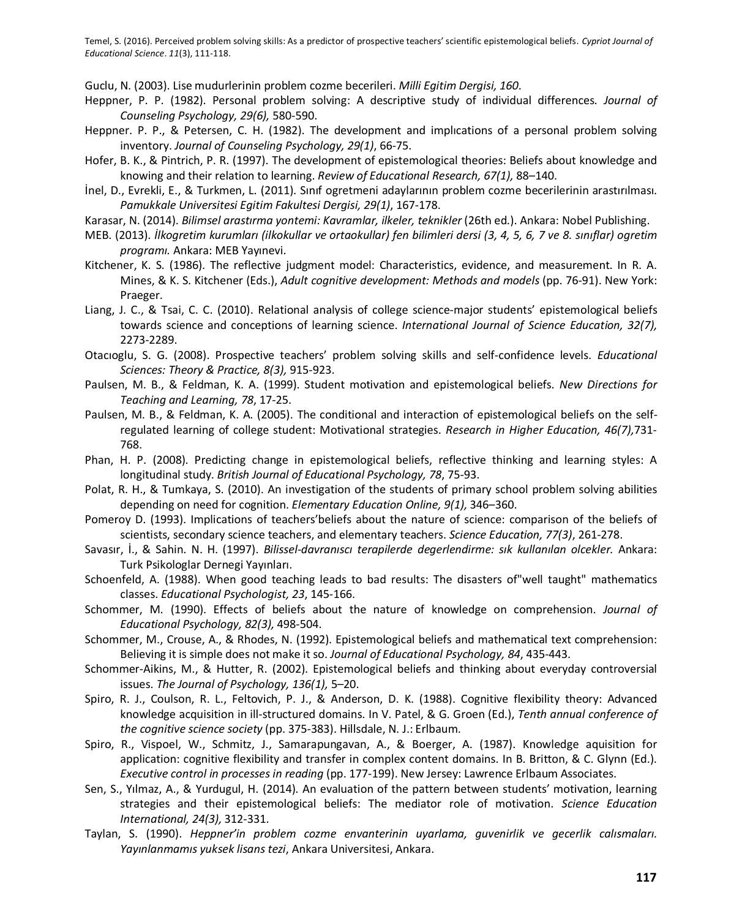Guclu, N. (2003). Lise mudurlerinin problem cozme becerileri. *Milli Egitim Dergisi, 160*.

Heppner, P. P. (1982). Personal problem solving: A descriptive study of individual differences. *Journal of Counseling Psychology, 29(6),* 580-590.

Heppner. P. P., & Petersen, C. H. (1982). The development and implıcations of a personal problem solving inventory. *Journal of Counseling Psychology, 29(1)*, 66-75.

Hofer, B. K., & Pintrich, P. R. (1997). The development of epistemological theories: Beliefs about knowledge and knowing and their relation to learning. *Review of Educational Research, 67(1),* 88–140.

İnel, D., Evrekli, E., & Turkmen, L. (2011). Sınıf ogretmeni adaylarının problem cozme becerilerinin arastırılması. *Pamukkale Universitesi Egitim Fakultesi Dergisi, 29(1)*, 167-178.

Karasar, N. (2014). *Bilimsel arastırma yontemi: Kavramlar, ilkeler, teknikler* (26th ed.). Ankara: Nobel Publishing.

MEB. (2013). *İlkogretim kurumları (ilkokullar ve ortaokullar) fen bilimleri dersi (3, 4, 5, 6, 7 ve 8. sınıflar) ogretim programı.* Ankara: MEB Yayınevi.

Kitchener, K. S. (1986). The reflective judgment model: Characteristics, evidence, and measurement. In R. A. Mines, & K. S. Kitchener (Eds.), *Adult cognitive development: Methods and models* (pp. 76-91). New York: Praeger.

Liang, J. C., & Tsai, C. C. (2010). Relational analysis of college science-major students' epistemological beliefs towards science and conceptions of learning science. *International Journal of Science Education, 32(7),* 2273-2289.

Otacıoglu, S. G. (2008). Prospective teachers' problem solving skills and self-confidence levels. *Educational Sciences: Theory & Practice, 8(3),* 915-923.

Paulsen, M. B., & Feldman, K. A. (1999). Student motivation and epistemological beliefs. *New Directions for Teaching and Learning, 78*, 17-25.

Paulsen, M. B., & Feldman, K. A. (2005). The conditional and interaction of epistemological beliefs on the self-regulated learning of college student: Motivational strategies. *Research in Higher Education, 46(7),*731-768.

Phan, H. P. (2008). Predicting change in epistemological beliefs, reflective thinking and learning styles: A longitudinal study. *British Journal of Educational Psychology, 78*, 75-93.

Polat, R. H., & Tumkaya, S. (2010). An investigation of the students of primary school problem solving abilities depending on need for cognition. *Elementary Education Online, 9(1),* 346–360.

Pomeroy D. (1993). Implications of teachers'beliefs about the nature of science: comparison of the beliefs of scientists, secondary science teachers, and elementary teachers. *Science Education, 77(3)*, 261-278.

Savasır, İ., & Sahin. N. H. (1997). *Bilissel-davranıscı terapilerde degerlendirme: sık kullanılan olcekler.* Ankara: Turk Psikologlar Dernegi Yayınları.

Schoenfeld, A. (1988). When good teaching leads to bad results: The disasters of"well taught" mathematics classes. *Educational Psychologist, 23*, 145-166.

Schommer, M. (1990). Effects of beliefs about the nature of knowledge on comprehension. *Journal of Educational Psychology, 82(3),* 498-504.

Schommer, M., Crouse, A., & Rhodes, N. (1992). Epistemological beliefs and mathematical text comprehension: Believing it is simple does not make it so. *Journal of Educational Psychology, 84*, 435-443.

Schommer-Aikins, M., & Hutter, R. (2002). Epistemological beliefs and thinking about everyday controversial issues. *The Journal of Psychology, 136(1),* 5–20.

Spiro, R. J., Coulson, R. L., Feltovich, P. J., & Anderson, D. K. (1988). Cognitive flexibility theory: Advanced knowledge acquisition in ill-structured domains. In V. Patel, & G. Groen (Ed.), *Tenth annual conference of the cognitive science society* (pp. 375-383). Hillsdale, N. J.: Erlbaum.

Spiro, R., Vispoel, W., Schmitz, J., Samarapungavan, A., & Boerger, A. (1987). Knowledge aquisition for application: cognitive flexibility and transfer in complex content domains. In B. Britton, & C. Glynn (Ed.). *Executive control in processes in reading* (pp. 177-199). New Jersey: Lawrence Erlbaum Associates.

Sen, S., Yılmaz, A., & Yurdugul, H. (2014). An evaluation of the pattern between students' motivation, learning strategies and their epistemological beliefs: The mediator role of motivation. *Science Education International, 24(3),* 312-331.

Taylan, S. (1990). *Heppner'in problem cozme envanterinin uyarlama, guvenirlik ve gecerlik calısmaları. Yayınlanmamıs yuksek lisans tezi*, Ankara Universitesi, Ankara.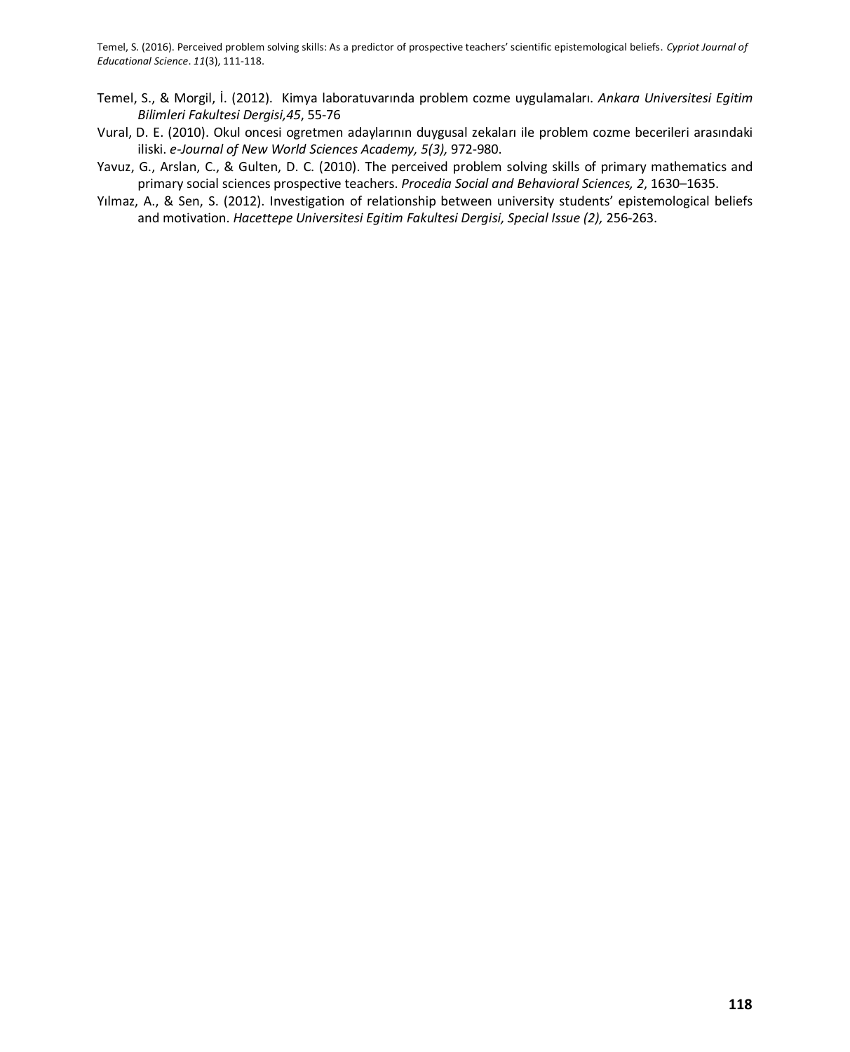Temel, S., & Morgil, İ. (2012). Kimya laboratuvarında problem cozme uygulamaları. *Ankara Universitesi Egitim Bilimleri Fakultesi Dergisi,45*, 55-76

Vural, D. E. (2010). Okul oncesi ogretmen adaylarının duygusal zekaları ile problem cozme becerileri arasındaki iliski. *e-Journal of New World Sciences Academy, 5(3),* 972-980.

Yavuz, G., Arslan, C., & Gulten, D. C. (2010). The perceived problem solving skills of primary mathematics and primary social sciences prospective teachers. *Procedia Social and Behavioral Sciences, 2*, 1630–1635.

Yılmaz, A., & Sen, S. (2012). Investigation of relationship between university students' epistemological beliefs and motivation. *Hacettepe Universitesi Egitim Fakultesi Dergisi, Special Issue (2),* 256-263.